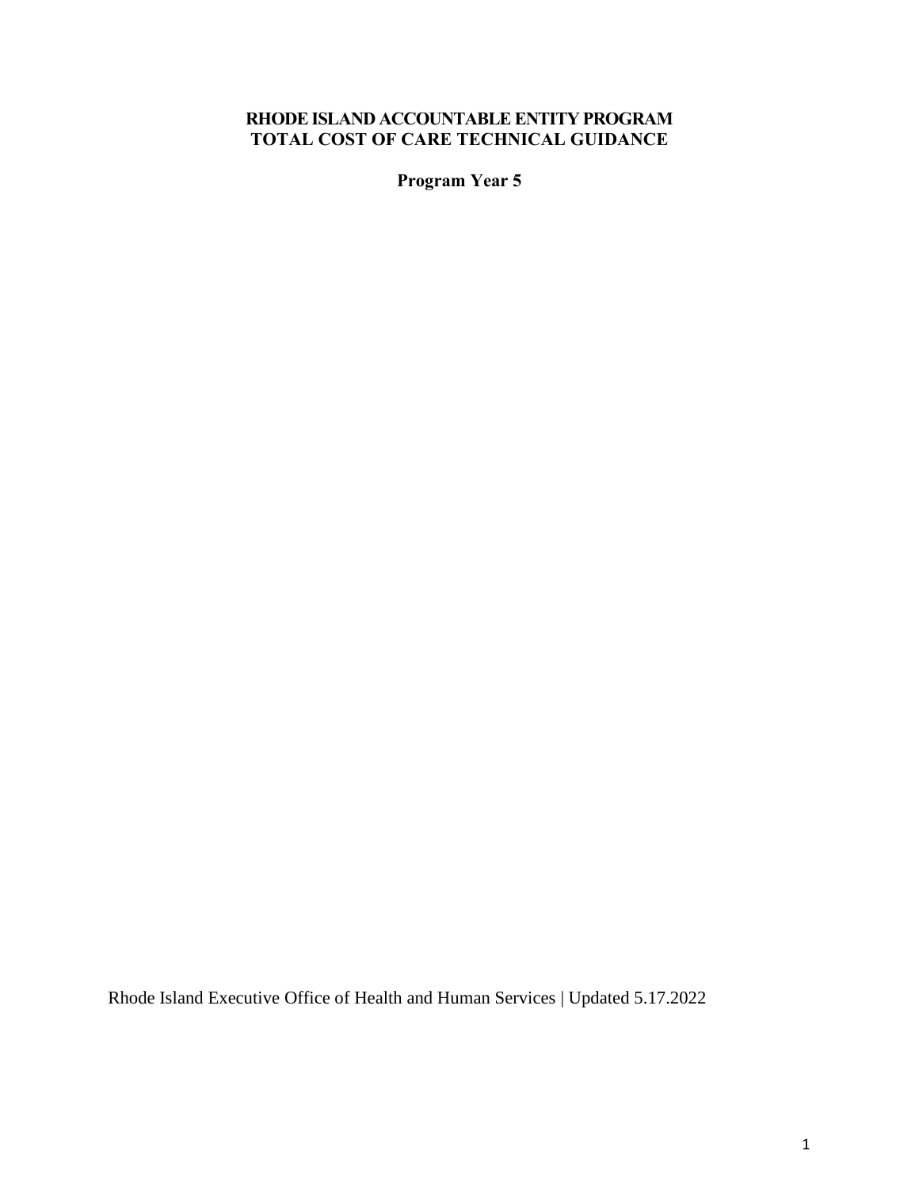# RHODE ISLAND ACCOUNTABLE ENTITY PROGRAM
# TOTAL COST OF CARE TECHNICAL GUIDANCE

**Program Year 5**

Rhode Island Executive Office of Health and Human Services | Updated 5.17.2022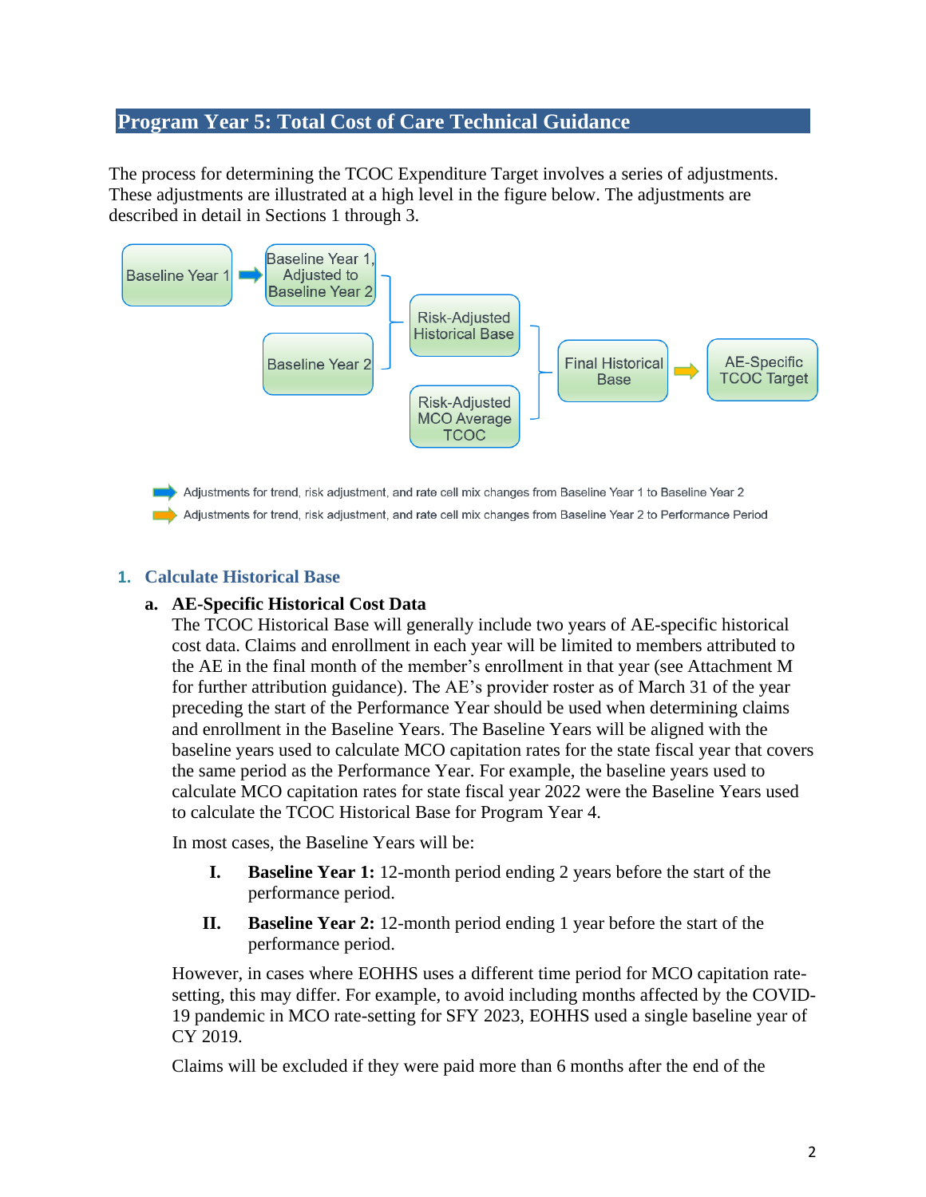## Program Year 5: Total Cost of Care Technical Guidance

The process for determining the TCOC Expenditure Target involves a series of adjustments. These adjustments are illustrated at a high level in the figure below. The adjustments are described in detail in Sections 1 through 3.

Baseline Year 1 → Baseline Year 1, Adjusted to Baseline Year 2

Baseline Year 2

Risk-Adjusted Historical Base

Risk-Adjusted MCO Average TCOC

Final Historical Base → AE-Specific TCOC Target

Adjustments for trend, risk adjustment, and rate cell mix changes from Baseline Year 1 to Baseline Year 2

Adjustments for trend, risk adjustment, and rate cell mix changes from Baseline Year 2 to Performance Period

### 1. Calculate Historical Base

**a. AE-Specific Historical Cost Data**

The TCOC Historical Base will generally include two years of AE-specific historical cost data. Claims and enrollment in each year will be limited to members attributed to the AE in the final month of the member's enrollment in that year (see Attachment M for further attribution guidance). The AE's provider roster as of March 31 of the year preceding the start of the Performance Year should be used when determining claims and enrollment in the Baseline Years. The Baseline Years will be aligned with the baseline years used to calculate MCO capitation rates for the state fiscal year that covers the same period as the Performance Year. For example, the baseline years used to calculate MCO capitation rates for state fiscal year 2022 were the Baseline Years used to calculate the TCOC Historical Base for Program Year 4.

In most cases, the Baseline Years will be:

I. **Baseline Year 1:** 12-month period ending 2 years before the start of the performance period.

II. **Baseline Year 2:** 12-month period ending 1 year before the start of the performance period.

However, in cases where EOHHS uses a different time period for MCO capitation rate-setting, this may differ. For example, to avoid including months affected by the COVID-19 pandemic in MCO rate-setting for SFY 2023, EOHHS used a single baseline year of CY 2019.

Claims will be excluded if they were paid more than 6 months after the end of the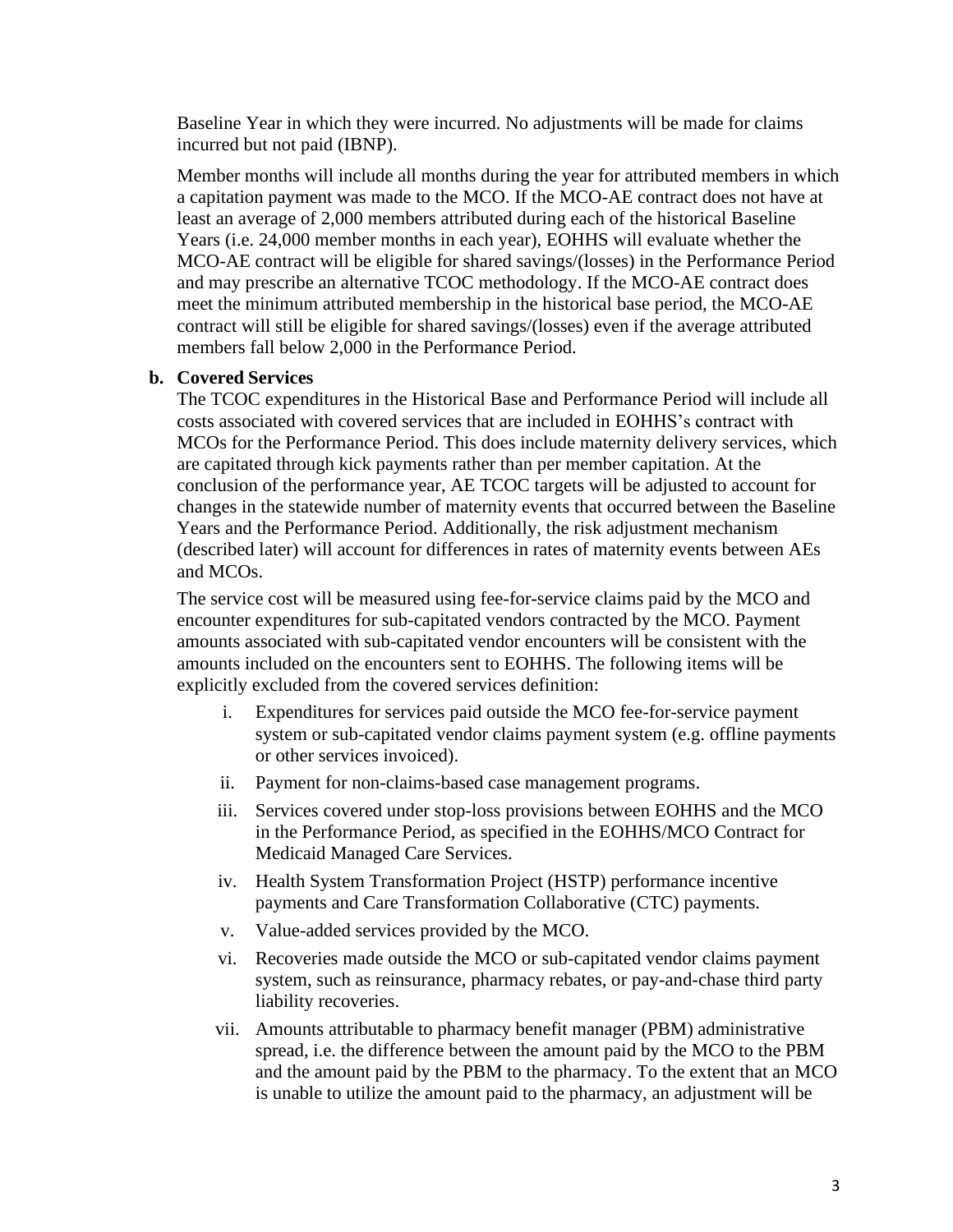Baseline Year in which they were incurred. No adjustments will be made for claims incurred but not paid (IBNP).

Member months will include all months during the year for attributed members in which a capitation payment was made to the MCO. If the MCO-AE contract does not have at least an average of 2,000 members attributed during each of the historical Baseline Years (i.e. 24,000 member months in each year), EOHHS will evaluate whether the MCO-AE contract will be eligible for shared savings/(losses) in the Performance Period and may prescribe an alternative TCOC methodology. If the MCO-AE contract does meet the minimum attributed membership in the historical base period, the MCO-AE contract will still be eligible for shared savings/(losses) even if the average attributed members fall below 2,000 in the Performance Period.

**b. Covered Services**

The TCOC expenditures in the Historical Base and Performance Period will include all costs associated with covered services that are included in EOHHS's contract with MCOs for the Performance Period. This does include maternity delivery services, which are capitated through kick payments rather than per member capitation. At the conclusion of the performance year, AE TCOC targets will be adjusted to account for changes in the statewide number of maternity events that occurred between the Baseline Years and the Performance Period. Additionally, the risk adjustment mechanism (described later) will account for differences in rates of maternity events between AEs and MCOs.

The service cost will be measured using fee-for-service claims paid by the MCO and encounter expenditures for sub-capitated vendors contracted by the MCO. Payment amounts associated with sub-capitated vendor encounters will be consistent with the amounts included on the encounters sent to EOHHS. The following items will be explicitly excluded from the covered services definition:

i. Expenditures for services paid outside the MCO fee-for-service payment system or sub-capitated vendor claims payment system (e.g. offline payments or other services invoiced).

ii. Payment for non-claims-based case management programs.

iii. Services covered under stop-loss provisions between EOHHS and the MCO in the Performance Period, as specified in the EOHHS/MCO Contract for Medicaid Managed Care Services.

iv. Health System Transformation Project (HSTP) performance incentive payments and Care Transformation Collaborative (CTC) payments.

v. Value-added services provided by the MCO.

vi. Recoveries made outside the MCO or sub-capitated vendor claims payment system, such as reinsurance, pharmacy rebates, or pay-and-chase third party liability recoveries.

vii. Amounts attributable to pharmacy benefit manager (PBM) administrative spread, i.e. the difference between the amount paid by the MCO to the PBM and the amount paid by the PBM to the pharmacy. To the extent that an MCO is unable to utilize the amount paid to the pharmacy, an adjustment will be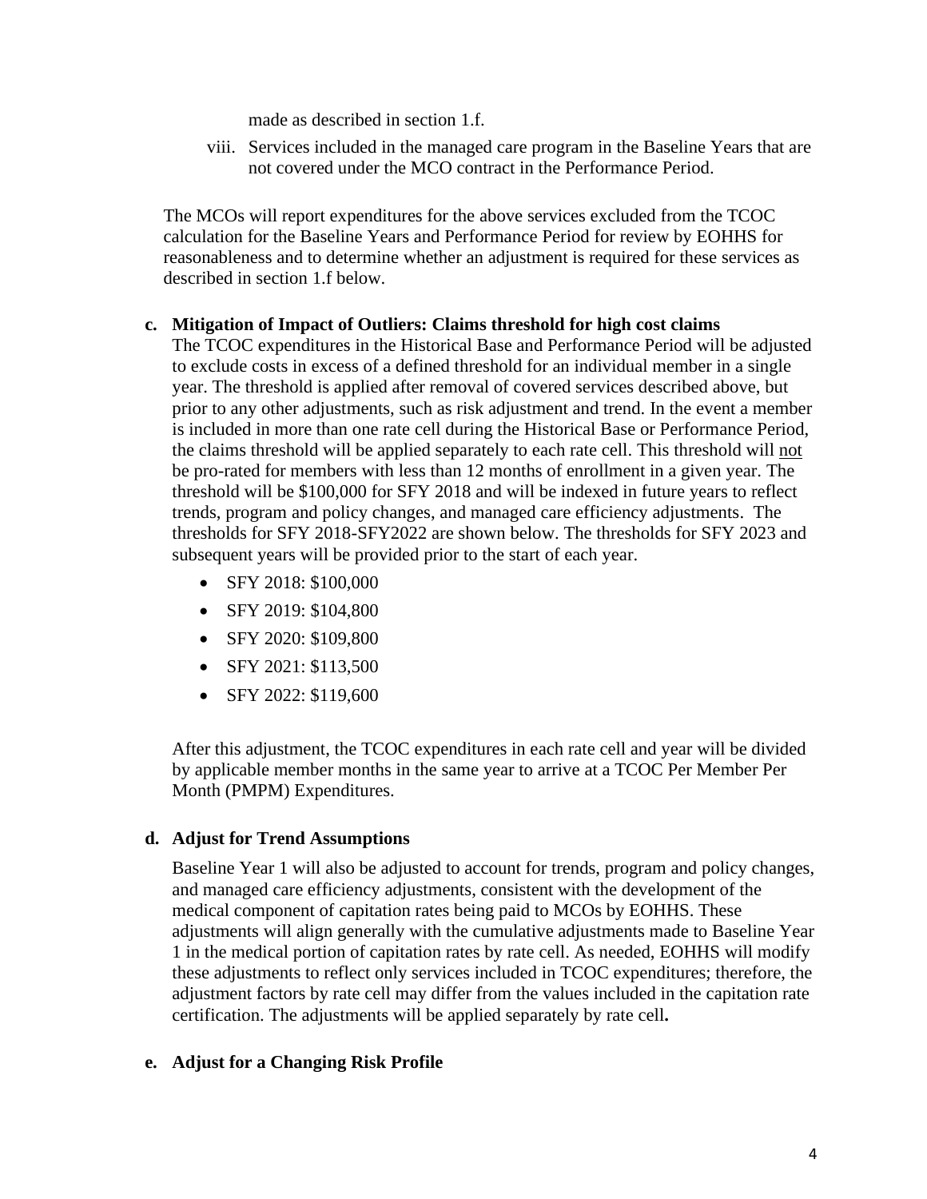made as described in section 1.f.

viii. Services included in the managed care program in the Baseline Years that are not covered under the MCO contract in the Performance Period.

The MCOs will report expenditures for the above services excluded from the TCOC calculation for the Baseline Years and Performance Period for review by EOHHS for reasonableness and to determine whether an adjustment is required for these services as described in section 1.f below.

**c. Mitigation of Impact of Outliers: Claims threshold for high cost claims**

The TCOC expenditures in the Historical Base and Performance Period will be adjusted to exclude costs in excess of a defined threshold for an individual member in a single year. The threshold is applied after removal of covered services described above, but prior to any other adjustments, such as risk adjustment and trend. In the event a member is included in more than one rate cell during the Historical Base or Performance Period, the claims threshold will be applied separately to each rate cell. This threshold will <u>not</u> be pro-rated for members with less than 12 months of enrollment in a given year. The threshold will be $100,000 for SFY 2018 and will be indexed in future years to reflect trends, program and policy changes, and managed care efficiency adjustments. The thresholds for SFY 2018-SFY2022 are shown below. The thresholds for SFY 2023 and subsequent years will be provided prior to the start of each year.

- SFY 2018: $100,000
- SFY 2019: $104,800
- SFY 2020: $109,800
- SFY 2021: $113,500
- SFY 2022: $119,600

After this adjustment, the TCOC expenditures in each rate cell and year will be divided by applicable member months in the same year to arrive at a TCOC Per Member Per Month (PMPM) Expenditures.

**d. Adjust for Trend Assumptions**

Baseline Year 1 will also be adjusted to account for trends, program and policy changes, and managed care efficiency adjustments, consistent with the development of the medical component of capitation rates being paid to MCOs by EOHHS. These adjustments will align generally with the cumulative adjustments made to Baseline Year 1 in the medical portion of capitation rates by rate cell. As needed, EOHHS will modify these adjustments to reflect only services included in TCOC expenditures; therefore, the adjustment factors by rate cell may differ from the values included in the capitation rate certification. The adjustments will be applied separately by rate cell.

**e. Adjust for a Changing Risk Profile**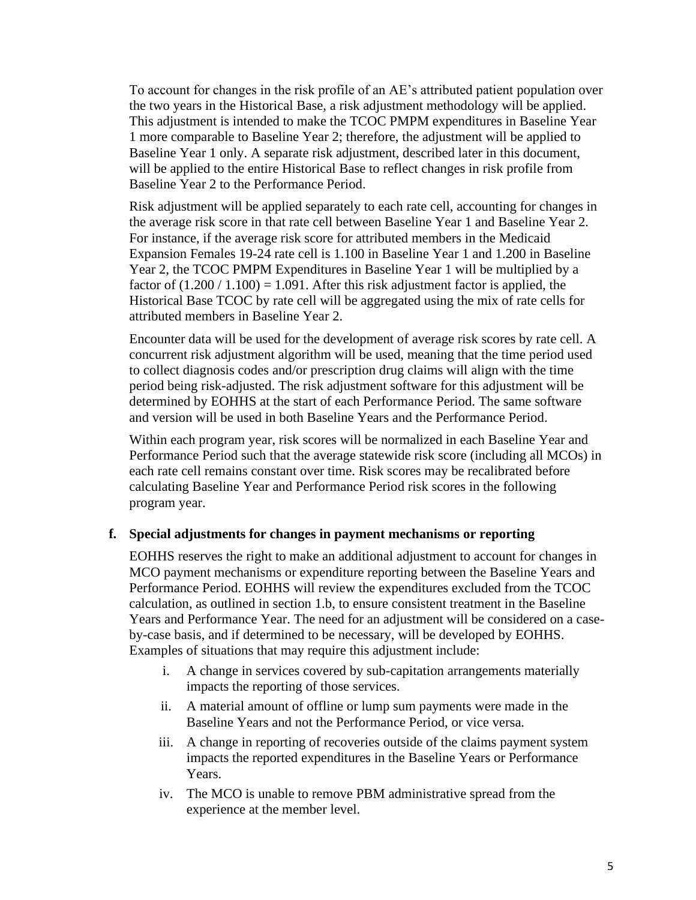To account for changes in the risk profile of an AE's attributed patient population over the two years in the Historical Base, a risk adjustment methodology will be applied. This adjustment is intended to make the TCOC PMPM expenditures in Baseline Year 1 more comparable to Baseline Year 2; therefore, the adjustment will be applied to Baseline Year 1 only. A separate risk adjustment, described later in this document, will be applied to the entire Historical Base to reflect changes in risk profile from Baseline Year 2 to the Performance Period.

Risk adjustment will be applied separately to each rate cell, accounting for changes in the average risk score in that rate cell between Baseline Year 1 and Baseline Year 2. For instance, if the average risk score for attributed members in the Medicaid Expansion Females 19-24 rate cell is 1.100 in Baseline Year 1 and 1.200 in Baseline Year 2, the TCOC PMPM Expenditures in Baseline Year 1 will be multiplied by a factor of $(1.200 / 1.100) = 1.091$. After this risk adjustment factor is applied, the Historical Base TCOC by rate cell will be aggregated using the mix of rate cells for attributed members in Baseline Year 2.

Encounter data will be used for the development of average risk scores by rate cell. A concurrent risk adjustment algorithm will be used, meaning that the time period used to collect diagnosis codes and/or prescription drug claims will align with the time period being risk-adjusted. The risk adjustment software for this adjustment will be determined by EOHHS at the start of each Performance Period. The same software and version will be used in both Baseline Years and the Performance Period.

Within each program year, risk scores will be normalized in each Baseline Year and Performance Period such that the average statewide risk score (including all MCOs) in each rate cell remains constant over time. Risk scores may be recalibrated before calculating Baseline Year and Performance Period risk scores in the following program year.

**f. Special adjustments for changes in payment mechanisms or reporting**

EOHHS reserves the right to make an additional adjustment to account for changes in MCO payment mechanisms or expenditure reporting between the Baseline Years and Performance Period. EOHHS will review the expenditures excluded from the TCOC calculation, as outlined in section 1.b, to ensure consistent treatment in the Baseline Years and Performance Year. The need for an adjustment will be considered on a case-by-case basis, and if determined to be necessary, will be developed by EOHHS. Examples of situations that may require this adjustment include:

i. A change in services covered by sub-capitation arrangements materially impacts the reporting of those services.

ii. A material amount of offline or lump sum payments were made in the Baseline Years and not the Performance Period, or vice versa.

iii. A change in reporting of recoveries outside of the claims payment system impacts the reported expenditures in the Baseline Years or Performance Years.

iv. The MCO is unable to remove PBM administrative spread from the experience at the member level.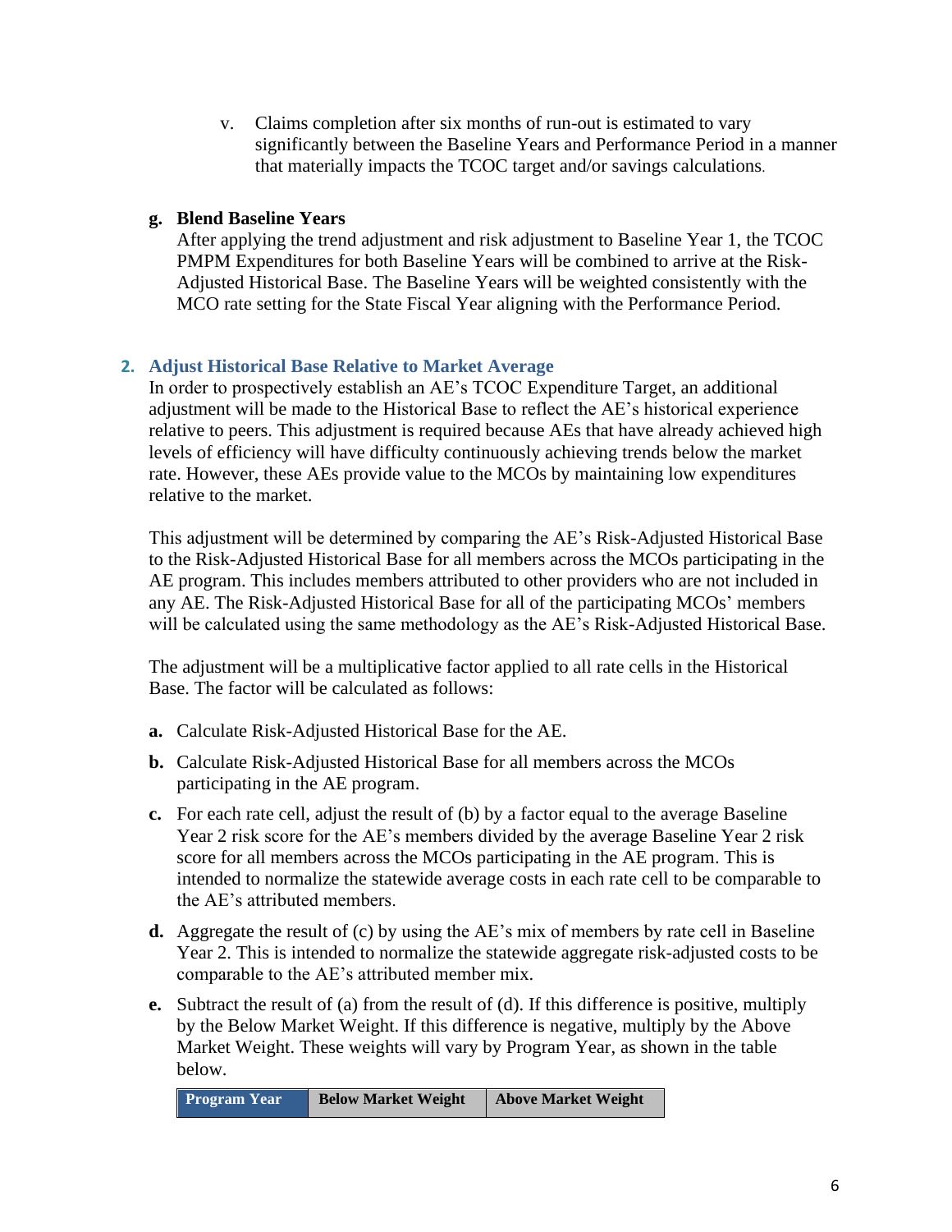v. Claims completion after six months of run-out is estimated to vary significantly between the Baseline Years and Performance Period in a manner that materially impacts the TCOC target and/or savings calculations.

**g. Blend Baseline Years**

After applying the trend adjustment and risk adjustment to Baseline Year 1, the TCOC PMPM Expenditures for both Baseline Years will be combined to arrive at the Risk-Adjusted Historical Base. The Baseline Years will be weighted consistently with the MCO rate setting for the State Fiscal Year aligning with the Performance Period.

## 2. Adjust Historical Base Relative to Market Average

In order to prospectively establish an AE's TCOC Expenditure Target, an additional adjustment will be made to the Historical Base to reflect the AE's historical experience relative to peers. This adjustment is required because AEs that have already achieved high levels of efficiency will have difficulty continuously achieving trends below the market rate. However, these AEs provide value to the MCOs by maintaining low expenditures relative to the market.

This adjustment will be determined by comparing the AE's Risk-Adjusted Historical Base to the Risk-Adjusted Historical Base for all members across the MCOs participating in the AE program. This includes members attributed to other providers who are not included in any AE. The Risk-Adjusted Historical Base for all of the participating MCOs' members will be calculated using the same methodology as the AE's Risk-Adjusted Historical Base.

The adjustment will be a multiplicative factor applied to all rate cells in the Historical Base. The factor will be calculated as follows:

**a.** Calculate Risk-Adjusted Historical Base for the AE.

**b.** Calculate Risk-Adjusted Historical Base for all members across the MCOs participating in the AE program.

**c.** For each rate cell, adjust the result of (b) by a factor equal to the average Baseline Year 2 risk score for the AE's members divided by the average Baseline Year 2 risk score for all members across the MCOs participating in the AE program. This is intended to normalize the statewide average costs in each rate cell to be comparable to the AE's attributed members.

**d.** Aggregate the result of (c) by using the AE's mix of members by rate cell in Baseline Year 2. This is intended to normalize the statewide aggregate risk-adjusted costs to be comparable to the AE's attributed member mix.

**e.** Subtract the result of (a) from the result of (d). If this difference is positive, multiply by the Below Market Weight. If this difference is negative, multiply by the Above Market Weight. These weights will vary by Program Year, as shown in the table below.

| Program Year | Below Market Weight | Above Market Weight |
| --- | --- | --- |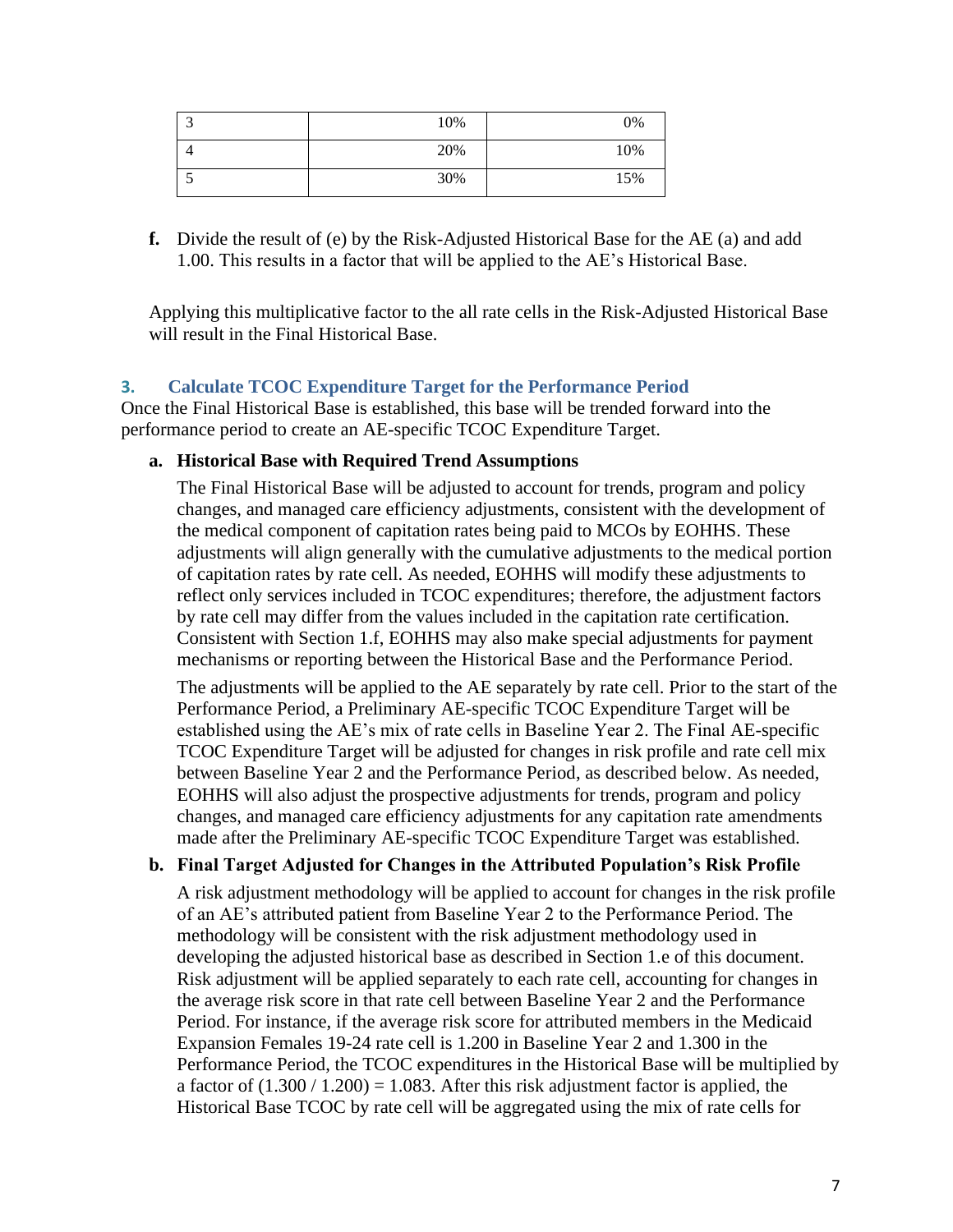| 3 | 10% | 0% |
|---|---|---|
| 4 | 20% | 10% |
| 5 | 30% | 15% |

**f.** Divide the result of (e) by the Risk-Adjusted Historical Base for the AE (a) and add 1.00. This results in a factor that will be applied to the AE's Historical Base.

Applying this multiplicative factor to the all rate cells in the Risk-Adjusted Historical Base will result in the Final Historical Base.

### 3. Calculate TCOC Expenditure Target for the Performance Period

Once the Final Historical Base is established, this base will be trended forward into the performance period to create an AE-specific TCOC Expenditure Target.

**a. Historical Base with Required Trend Assumptions**

The Final Historical Base will be adjusted to account for trends, program and policy changes, and managed care efficiency adjustments, consistent with the development of the medical component of capitation rates being paid to MCOs by EOHHS. These adjustments will align generally with the cumulative adjustments to the medical portion of capitation rates by rate cell. As needed, EOHHS will modify these adjustments to reflect only services included in TCOC expenditures; therefore, the adjustment factors by rate cell may differ from the values included in the capitation rate certification. Consistent with Section 1.f, EOHHS may also make special adjustments for payment mechanisms or reporting between the Historical Base and the Performance Period.

The adjustments will be applied to the AE separately by rate cell. Prior to the start of the Performance Period, a Preliminary AE-specific TCOC Expenditure Target will be established using the AE's mix of rate cells in Baseline Year 2. The Final AE-specific TCOC Expenditure Target will be adjusted for changes in risk profile and rate cell mix between Baseline Year 2 and the Performance Period, as described below. As needed, EOHHS will also adjust the prospective adjustments for trends, program and policy changes, and managed care efficiency adjustments for any capitation rate amendments made after the Preliminary AE-specific TCOC Expenditure Target was established.

**b. Final Target Adjusted for Changes in the Attributed Population's Risk Profile**

A risk adjustment methodology will be applied to account for changes in the risk profile of an AE's attributed patient from Baseline Year 2 to the Performance Period. The methodology will be consistent with the risk adjustment methodology used in developing the adjusted historical base as described in Section 1.e of this document. Risk adjustment will be applied separately to each rate cell, accounting for changes in the average risk score in that rate cell between Baseline Year 2 and the Performance Period. For instance, if the average risk score for attributed members in the Medicaid Expansion Females 19-24 rate cell is 1.200 in Baseline Year 2 and 1.300 in the Performance Period, the TCOC expenditures in the Historical Base will be multiplied by a factor of $(1.300 / 1.200) = 1.083$. After this risk adjustment factor is applied, the Historical Base TCOC by rate cell will be aggregated using the mix of rate cells for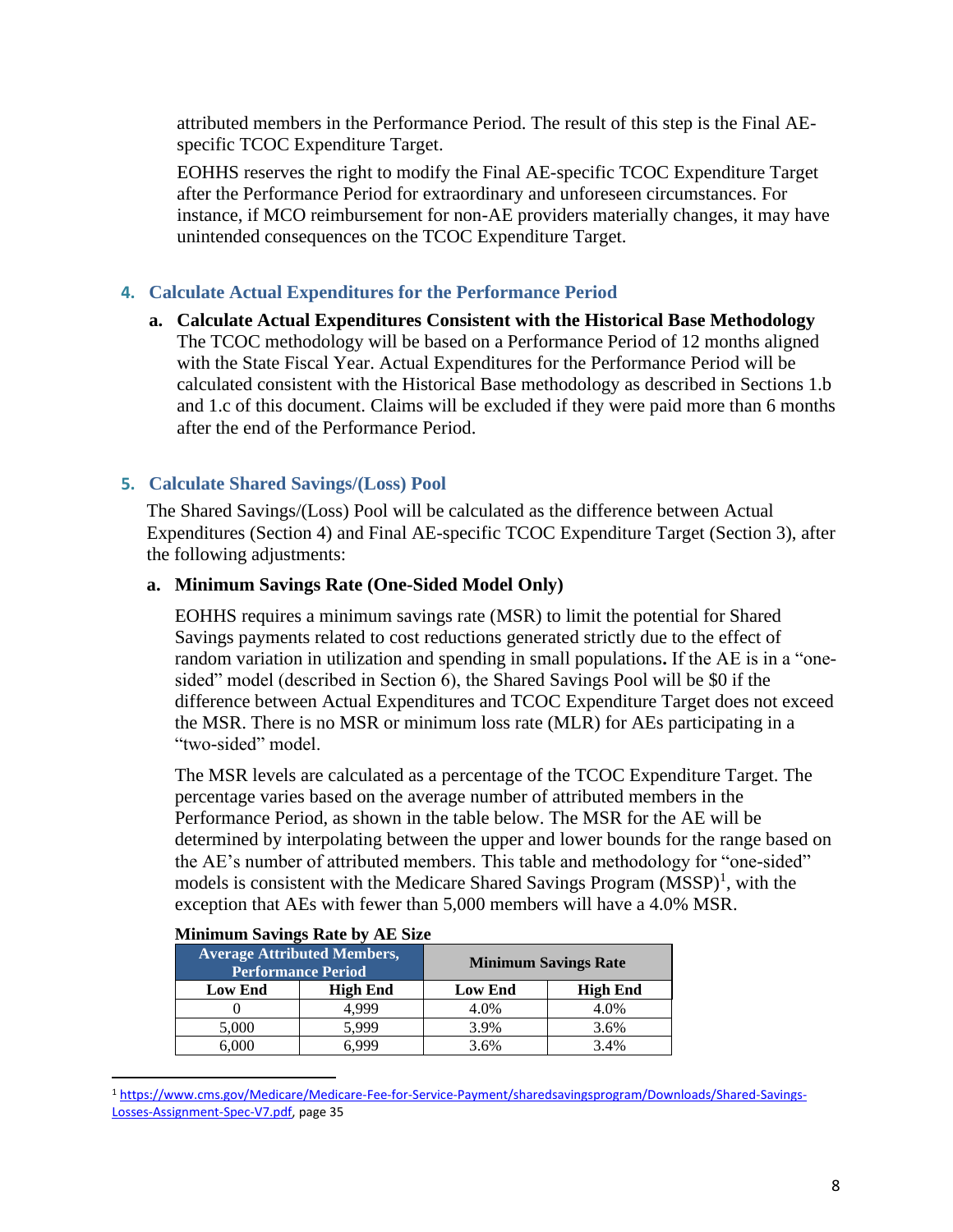attributed members in the Performance Period. The result of this step is the Final AE-specific TCOC Expenditure Target.

EOHHS reserves the right to modify the Final AE-specific TCOC Expenditure Target after the Performance Period for extraordinary and unforeseen circumstances. For instance, if MCO reimbursement for non-AE providers materially changes, it may have unintended consequences on the TCOC Expenditure Target.

## 4. Calculate Actual Expenditures for the Performance Period

**a. Calculate Actual Expenditures Consistent with the Historical Base Methodology**
The TCOC methodology will be based on a Performance Period of 12 months aligned with the State Fiscal Year. Actual Expenditures for the Performance Period will be calculated consistent with the Historical Base methodology as described in Sections 1.b and 1.c of this document. Claims will be excluded if they were paid more than 6 months after the end of the Performance Period.

## 5. Calculate Shared Savings/(Loss) Pool

The Shared Savings/(Loss) Pool will be calculated as the difference between Actual Expenditures (Section 4) and Final AE-specific TCOC Expenditure Target (Section 3), after the following adjustments:

**a. Minimum Savings Rate (One-Sided Model Only)**

EOHHS requires a minimum savings rate (MSR) to limit the potential for Shared Savings payments related to cost reductions generated strictly due to the effect of random variation in utilization and spending in small populations**.** If the AE is in a "one-sided" model (described in Section 6), the Shared Savings Pool will be $0 if the difference between Actual Expenditures and TCOC Expenditure Target does not exceed the MSR. There is no MSR or minimum loss rate (MLR) for AEs participating in a "two-sided" model.

The MSR levels are calculated as a percentage of the TCOC Expenditure Target. The percentage varies based on the average number of attributed members in the Performance Period, as shown in the table below. The MSR for the AE will be determined by interpolating between the upper and lower bounds for the range based on the AE's number of attributed members. This table and methodology for "one-sided" models is consistent with the Medicare Shared Savings Program (MSSP)[1], with the exception that AEs with fewer than 5,000 members will have a 4.0% MSR.

**Minimum Savings Rate by AE Size**

| Average Attributed Members, Performance Period | | Minimum Savings Rate | |
|---|---|---|---|
| **Low End** | **High End** | **Low End** | **High End** |
| 0 | 4,999 | 4.0% | 4.0% |
| 5,000 | 5,999 | 3.9% | 3.6% |
| 6,000 | 6,999 | 3.6% | 3.4% |

[1] https://www.cms.gov/Medicare/Medicare-Fee-for-Service-Payment/sharedsavingsprogram/Downloads/Shared-Savings-Losses-Assignment-Spec-V7.pdf, page 35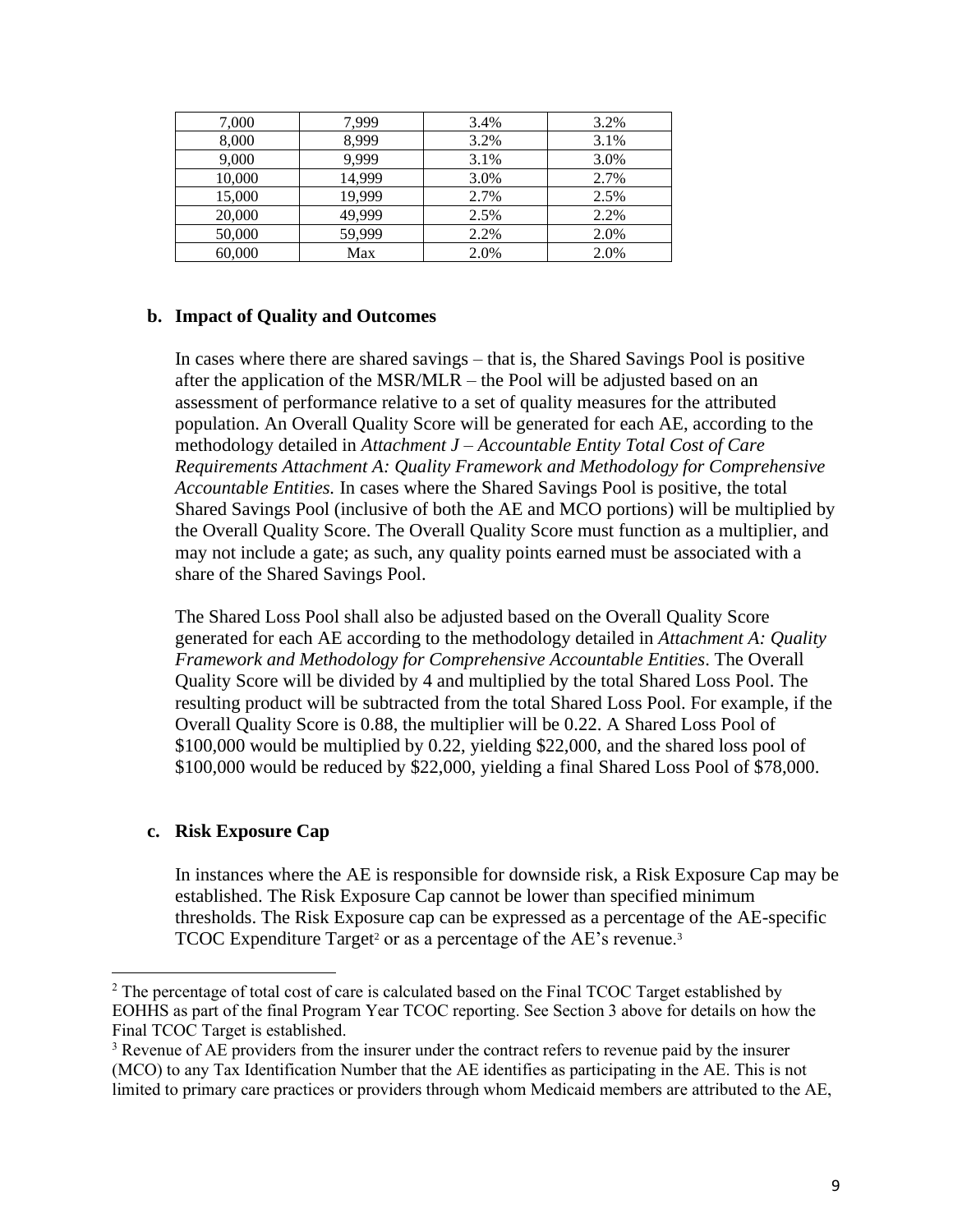| | | | |
|---|---|---|---|
| 7,000 | 7,999 | 3.4% | 3.2% |
| 8,000 | 8,999 | 3.2% | 3.1% |
| 9,000 | 9,999 | 3.1% | 3.0% |
| 10,000 | 14,999 | 3.0% | 2.7% |
| 15,000 | 19,999 | 2.7% | 2.5% |
| 20,000 | 49,999 | 2.5% | 2.2% |
| 50,000 | 59,999 | 2.2% | 2.0% |
| 60,000 | Max | 2.0% | 2.0% |

### b. Impact of Quality and Outcomes

In cases where there are shared savings – that is, the Shared Savings Pool is positive after the application of the MSR/MLR – the Pool will be adjusted based on an assessment of performance relative to a set of quality measures for the attributed population. An Overall Quality Score will be generated for each AE, according to the methodology detailed in *Attachment J – Accountable Entity Total Cost of Care Requirements Attachment A: Quality Framework and Methodology for Comprehensive Accountable Entities.* In cases where the Shared Savings Pool is positive, the total Shared Savings Pool (inclusive of both the AE and MCO portions) will be multiplied by the Overall Quality Score. The Overall Quality Score must function as a multiplier, and may not include a gate; as such, any quality points earned must be associated with a share of the Shared Savings Pool.

The Shared Loss Pool shall also be adjusted based on the Overall Quality Score generated for each AE according to the methodology detailed in *Attachment A: Quality Framework and Methodology for Comprehensive Accountable Entities*. The Overall Quality Score will be divided by 4 and multiplied by the total Shared Loss Pool. The resulting product will be subtracted from the total Shared Loss Pool. For example, if the Overall Quality Score is 0.88, the multiplier will be 0.22. A Shared Loss Pool of $100,000 would be multiplied by 0.22, yielding $22,000, and the shared loss pool of $100,000 would be reduced by $22,000, yielding a final Shared Loss Pool of $78,000.

### c. Risk Exposure Cap

In instances where the AE is responsible for downside risk, a Risk Exposure Cap may be established. The Risk Exposure Cap cannot be lower than specified minimum thresholds. The Risk Exposure cap can be expressed as a percentage of the AE-specific TCOC Expenditure Target[2] or as a percentage of the AE's revenue.[3]

---

[2] The percentage of total cost of care is calculated based on the Final TCOC Target established by EOHHS as part of the final Program Year TCOC reporting. See Section 3 above for details on how the Final TCOC Target is established.

[3] Revenue of AE providers from the insurer under the contract refers to revenue paid by the insurer (MCO) to any Tax Identification Number that the AE identifies as participating in the AE. This is not limited to primary care practices or providers through whom Medicaid members are attributed to the AE,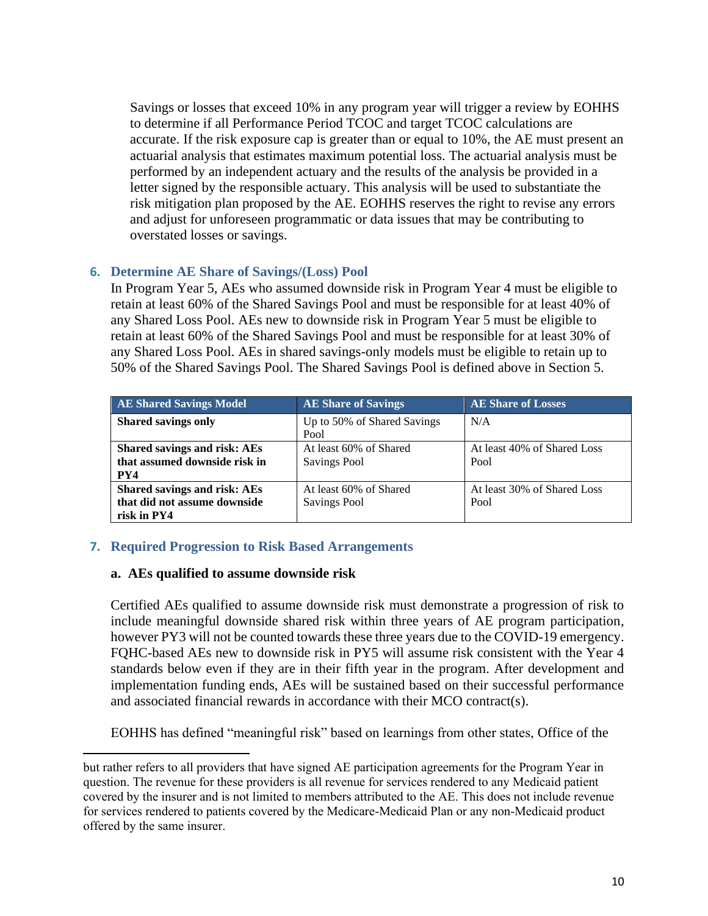Savings or losses that exceed 10% in any program year will trigger a review by EOHHS to determine if all Performance Period TCOC and target TCOC calculations are accurate. If the risk exposure cap is greater than or equal to 10%, the AE must present an actuarial analysis that estimates maximum potential loss. The actuarial analysis must be performed by an independent actuary and the results of the analysis be provided in a letter signed by the responsible actuary. This analysis will be used to substantiate the risk mitigation plan proposed by the AE. EOHHS reserves the right to revise any errors and adjust for unforeseen programmatic or data issues that may be contributing to overstated losses or savings.

## 6. Determine AE Share of Savings/(Loss) Pool

In Program Year 5, AEs who assumed downside risk in Program Year 4 must be eligible to retain at least 60% of the Shared Savings Pool and must be responsible for at least 40% of any Shared Loss Pool. AEs new to downside risk in Program Year 5 must be eligible to retain at least 60% of the Shared Savings Pool and must be responsible for at least 30% of any Shared Loss Pool. AEs in shared savings-only models must be eligible to retain up to 50% of the Shared Savings Pool. The Shared Savings Pool is defined above in Section 5.

| AE Shared Savings Model | AE Share of Savings | AE Share of Losses |
|---|---|---|
| **Shared savings only** | Up to 50% of Shared Savings Pool | N/A |
| **Shared savings and risk: AEs that assumed downside risk in PY4** | At least 60% of Shared Savings Pool | At least 40% of Shared Loss Pool |
| **Shared savings and risk: AEs that did not assume downside risk in PY4** | At least 60% of Shared Savings Pool | At least 30% of Shared Loss Pool |

## 7. Required Progression to Risk Based Arrangements

### a. AEs qualified to assume downside risk

Certified AEs qualified to assume downside risk must demonstrate a progression of risk to include meaningful downside shared risk within three years of AE program participation, however PY3 will not be counted towards these three years due to the COVID-19 emergency. FQHC-based AEs new to downside risk in PY5 will assume risk consistent with the Year 4 standards below even if they are in their fifth year in the program. After development and implementation funding ends, AEs will be sustained based on their successful performance and associated financial rewards in accordance with their MCO contract(s).

EOHHS has defined "meaningful risk" based on learnings from other states, Office of the

---

but rather refers to all providers that have signed AE participation agreements for the Program Year in question. The revenue for these providers is all revenue for services rendered to any Medicaid patient covered by the insurer and is not limited to members attributed to the AE. This does not include revenue for services rendered to patients covered by the Medicare-Medicaid Plan or any non-Medicaid product offered by the same insurer.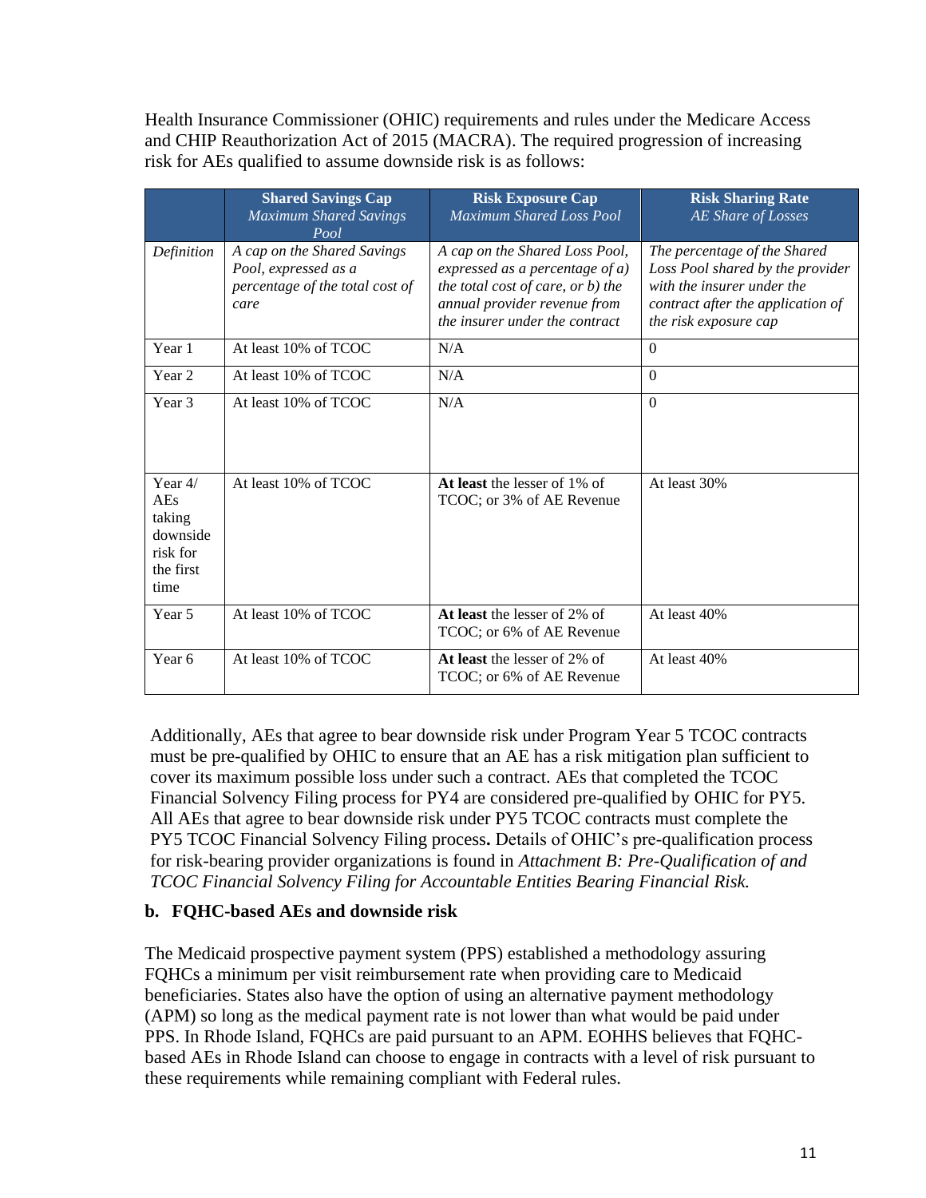Health Insurance Commissioner (OHIC) requirements and rules under the Medicare Access and CHIP Reauthorization Act of 2015 (MACRA). The required progression of increasing risk for AEs qualified to assume downside risk is as follows:

| | **Shared Savings Cap** *Maximum Shared Savings Pool* | **Risk Exposure Cap** *Maximum Shared Loss Pool* | **Risk Sharing Rate** *AE Share of Losses* |
|---|---|---|---|
| *Definition* | *A cap on the Shared Savings Pool, expressed as a percentage of the total cost of care* | *A cap on the Shared Loss Pool, expressed as a percentage of a) the total cost of care, or b) the annual provider revenue from the insurer under the contract* | *The percentage of the Shared Loss Pool shared by the provider with the insurer under the contract after the application of the risk exposure cap* |
| Year 1 | At least 10% of TCOC | N/A | 0 |
| Year 2 | At least 10% of TCOC | N/A | 0 |
| Year 3 | At least 10% of TCOC | N/A | 0 |
| Year 4/ AEs taking downside risk for the first time | At least 10% of TCOC | **At least** the lesser of 1% of TCOC; or 3% of AE Revenue | At least 30% |
| Year 5 | At least 10% of TCOC | **At least** the lesser of 2% of TCOC; or 6% of AE Revenue | At least 40% |
| Year 6 | At least 10% of TCOC | **At least** the lesser of 2% of TCOC; or 6% of AE Revenue | At least 40% |

Additionally, AEs that agree to bear downside risk under Program Year 5 TCOC contracts must be pre-qualified by OHIC to ensure that an AE has a risk mitigation plan sufficient to cover its maximum possible loss under such a contract. AEs that completed the TCOC Financial Solvency Filing process for PY4 are considered pre-qualified by OHIC for PY5. All AEs that agree to bear downside risk under PY5 TCOC contracts must complete the PY5 TCOC Financial Solvency Filing process**.** Details of OHIC's pre-qualification process for risk-bearing provider organizations is found in *Attachment B: Pre-Qualification of and TCOC Financial Solvency Filing for Accountable Entities Bearing Financial Risk.*

### b. FQHC-based AEs and downside risk

The Medicaid prospective payment system (PPS) established a methodology assuring FQHCs a minimum per visit reimbursement rate when providing care to Medicaid beneficiaries. States also have the option of using an alternative payment methodology (APM) so long as the medical payment rate is not lower than what would be paid under PPS. In Rhode Island, FQHCs are paid pursuant to an APM. EOHHS believes that FQHC-based AEs in Rhode Island can choose to engage in contracts with a level of risk pursuant to these requirements while remaining compliant with Federal rules.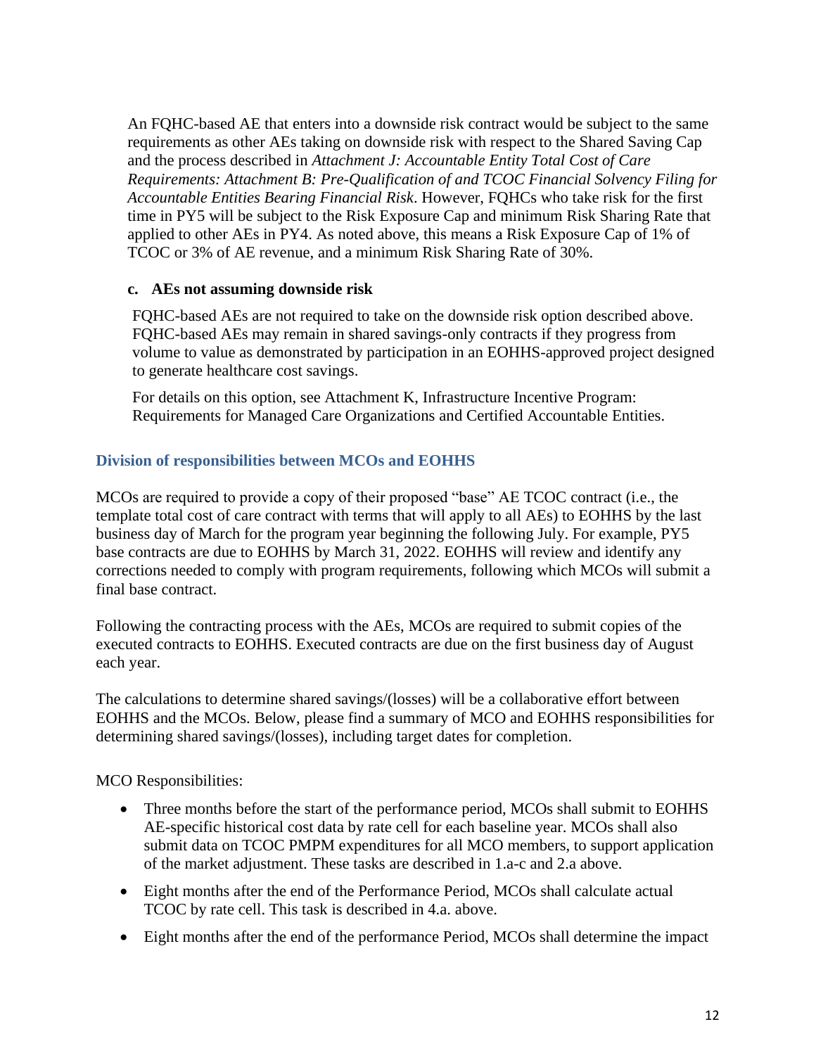An FQHC-based AE that enters into a downside risk contract would be subject to the same requirements as other AEs taking on downside risk with respect to the Shared Saving Cap and the process described in *Attachment J: Accountable Entity Total Cost of Care Requirements: Attachment B: Pre-Qualification of and TCOC Financial Solvency Filing for Accountable Entities Bearing Financial Risk*. However, FQHCs who take risk for the first time in PY5 will be subject to the Risk Exposure Cap and minimum Risk Sharing Rate that applied to other AEs in PY4. As noted above, this means a Risk Exposure Cap of 1% of TCOC or 3% of AE revenue, and a minimum Risk Sharing Rate of 30%.

**c. AEs not assuming downside risk**

FQHC-based AEs are not required to take on the downside risk option described above. FQHC-based AEs may remain in shared savings-only contracts if they progress from volume to value as demonstrated by participation in an EOHHS-approved project designed to generate healthcare cost savings.

For details on this option, see Attachment K, Infrastructure Incentive Program: Requirements for Managed Care Organizations and Certified Accountable Entities.

### Division of responsibilities between MCOs and EOHHS

MCOs are required to provide a copy of their proposed "base" AE TCOC contract (i.e., the template total cost of care contract with terms that will apply to all AEs) to EOHHS by the last business day of March for the program year beginning the following July. For example, PY5 base contracts are due to EOHHS by March 31, 2022. EOHHS will review and identify any corrections needed to comply with program requirements, following which MCOs will submit a final base contract.

Following the contracting process with the AEs, MCOs are required to submit copies of the executed contracts to EOHHS. Executed contracts are due on the first business day of August each year.

The calculations to determine shared savings/(losses) will be a collaborative effort between EOHHS and the MCOs. Below, please find a summary of MCO and EOHHS responsibilities for determining shared savings/(losses), including target dates for completion.

MCO Responsibilities:

- Three months before the start of the performance period, MCOs shall submit to EOHHS AE-specific historical cost data by rate cell for each baseline year. MCOs shall also submit data on TCOC PMPM expenditures for all MCO members, to support application of the market adjustment. These tasks are described in 1.a-c and 2.a above.
- Eight months after the end of the Performance Period, MCOs shall calculate actual TCOC by rate cell. This task is described in 4.a. above.
- Eight months after the end of the performance Period, MCOs shall determine the impact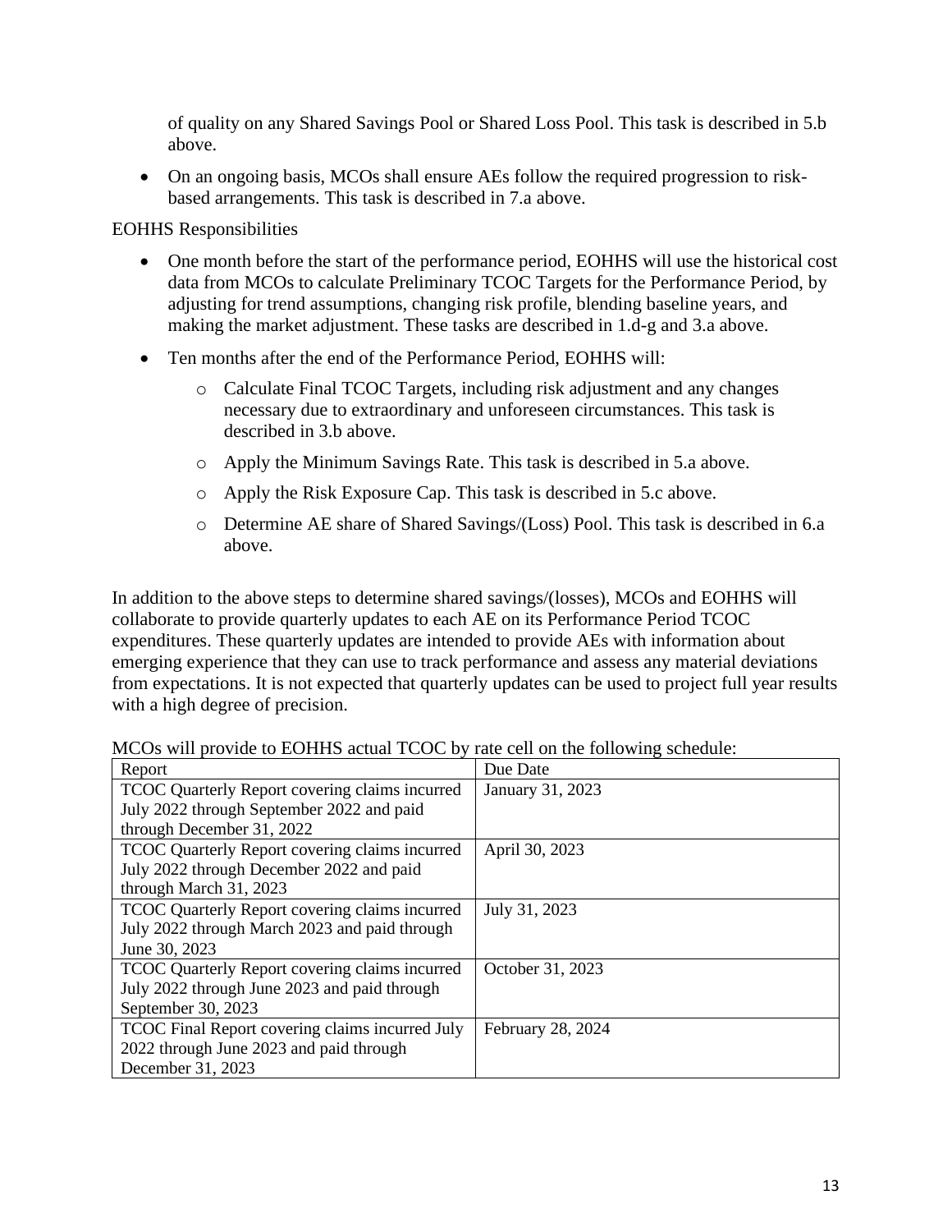of quality on any Shared Savings Pool or Shared Loss Pool. This task is described in 5.b above.

- On an ongoing basis, MCOs shall ensure AEs follow the required progression to risk-based arrangements. This task is described in 7.a above.

EOHHS Responsibilities

- One month before the start of the performance period, EOHHS will use the historical cost data from MCOs to calculate Preliminary TCOC Targets for the Performance Period, by adjusting for trend assumptions, changing risk profile, blending baseline years, and making the market adjustment. These tasks are described in 1.d-g and 3.a above.
- Ten months after the end of the Performance Period, EOHHS will:
  - Calculate Final TCOC Targets, including risk adjustment and any changes necessary due to extraordinary and unforeseen circumstances. This task is described in 3.b above.
  - Apply the Minimum Savings Rate. This task is described in 5.a above.
  - Apply the Risk Exposure Cap. This task is described in 5.c above.
  - Determine AE share of Shared Savings/(Loss) Pool. This task is described in 6.a above.

In addition to the above steps to determine shared savings/(losses), MCOs and EOHHS will collaborate to provide quarterly updates to each AE on its Performance Period TCOC expenditures. These quarterly updates are intended to provide AEs with information about emerging experience that they can use to track performance and assess any material deviations from expectations. It is not expected that quarterly updates can be used to project full year results with a high degree of precision.

MCOs will provide to EOHHS actual TCOC by rate cell on the following schedule:

| Report | Due Date |
|---|---|
| TCOC Quarterly Report covering claims incurred July 2022 through September 2022 and paid through December 31, 2022 | January 31, 2023 |
| TCOC Quarterly Report covering claims incurred July 2022 through December 2022 and paid through March 31, 2023 | April 30, 2023 |
| TCOC Quarterly Report covering claims incurred July 2022 through March 2023 and paid through June 30, 2023 | July 31, 2023 |
| TCOC Quarterly Report covering claims incurred July 2022 through June 2023 and paid through September 30, 2023 | October 31, 2023 |
| TCOC Final Report covering claims incurred July 2022 through June 2023 and paid through December 31, 2023 | February 28, 2024 |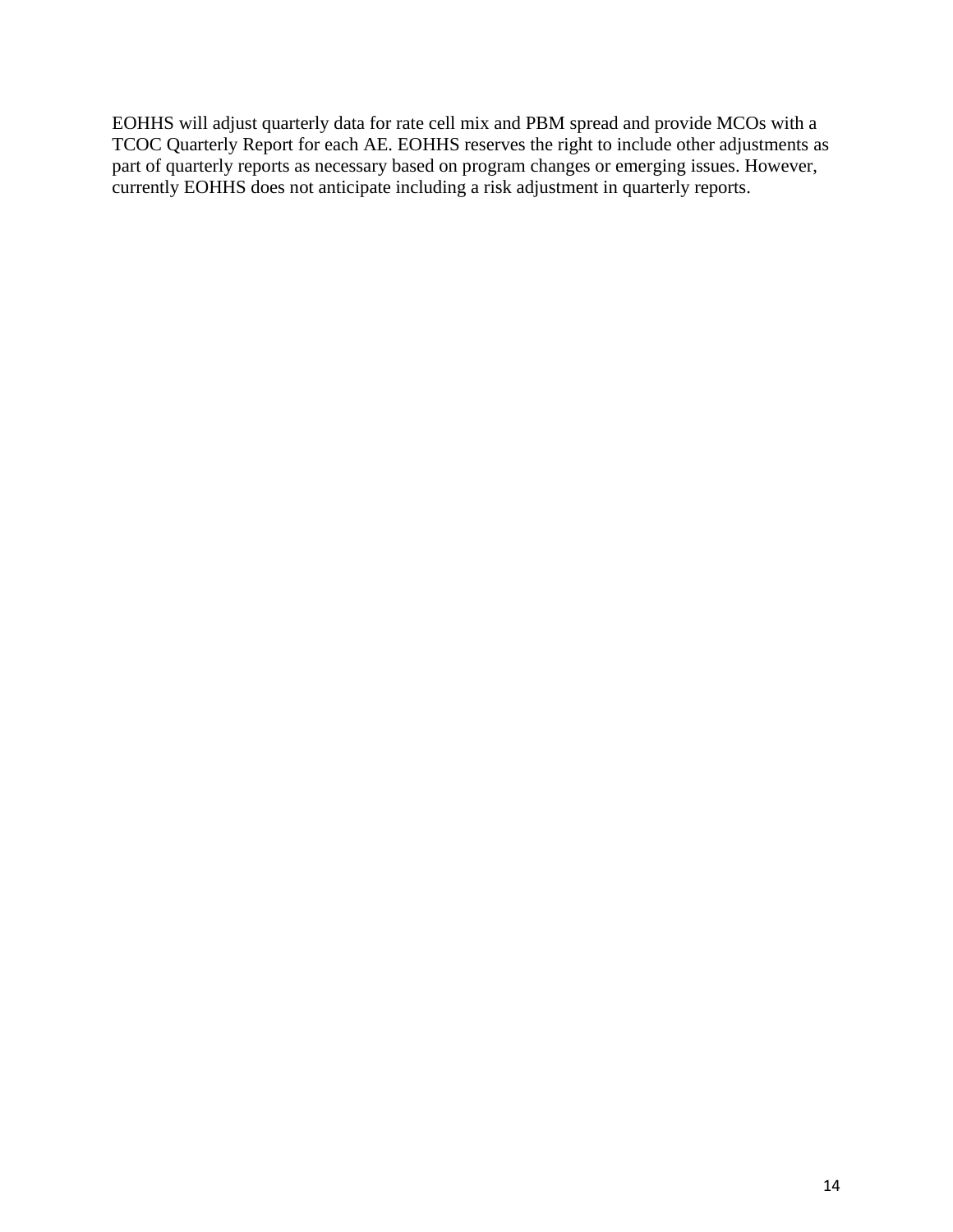EOHHS will adjust quarterly data for rate cell mix and PBM spread and provide MCOs with a TCOC Quarterly Report for each AE. EOHHS reserves the right to include other adjustments as part of quarterly reports as necessary based on program changes or emerging issues. However, currently EOHHS does not anticipate including a risk adjustment in quarterly reports.